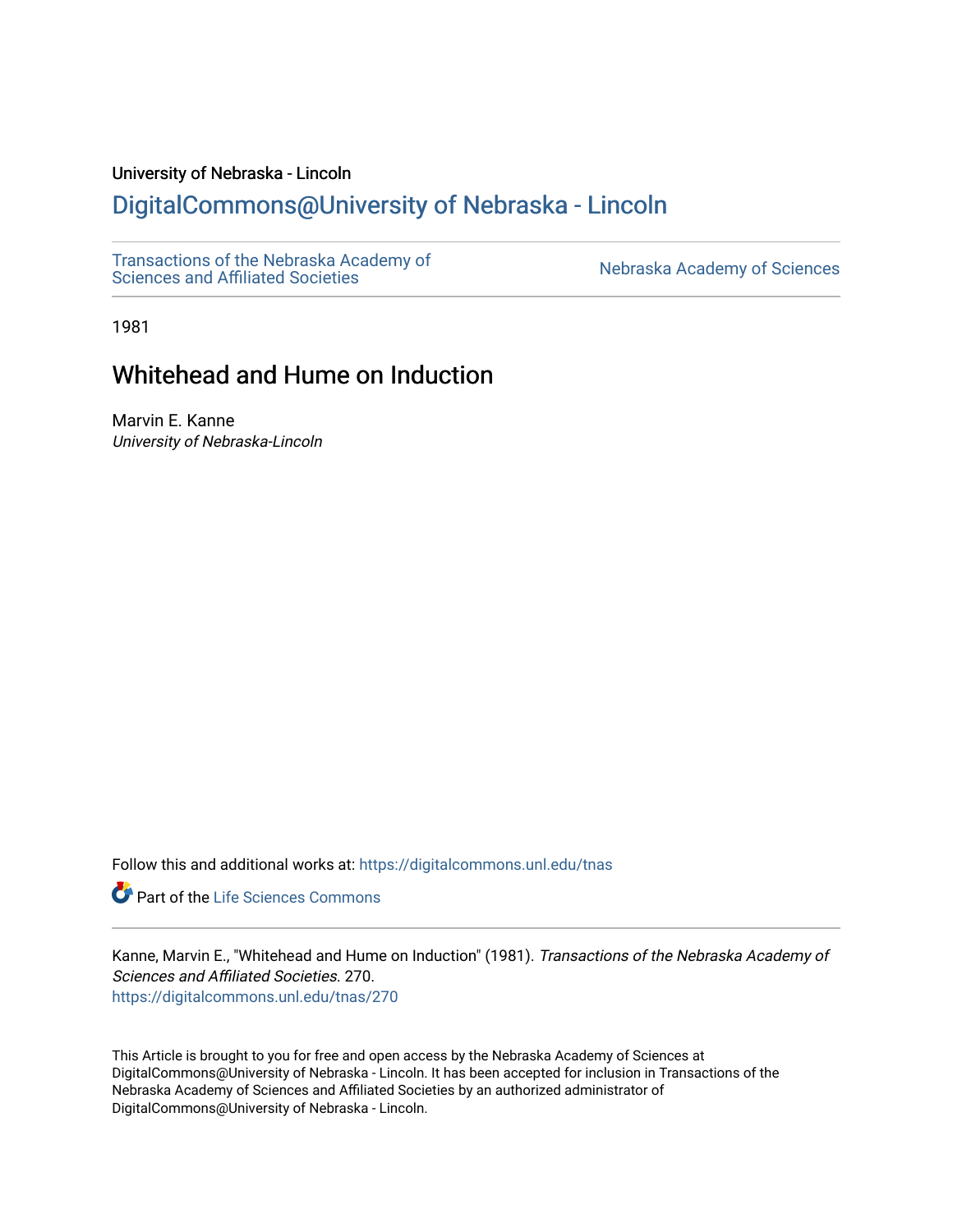University of Nebraska - Lincoln

## DigitalCommons@University of Nebraska - Lincoln

Transactions of the Nebraska Academy of Sciences and Affiliated Societies

Nebraska Academy of Sciences

1981

# Whitehead and Hume on Induction

Marvin E. Kanne

*University of Nebraska-Lincoln*

Follow this and additional works at: https://digitalcommons.unl.edu/tnas

Part of the Life Sciences Commons

Kanne, Marvin E., "Whitehead and Hume on Induction" (1981). *Transactions of the Nebraska Academy of Sciences and Affiliated Societies*. 270.
https://digitalcommons.unl.edu/tnas/270

This Article is brought to you for free and open access by the Nebraska Academy of Sciences at DigitalCommons@University of Nebraska - Lincoln. It has been accepted for inclusion in Transactions of the Nebraska Academy of Sciences and Affiliated Societies by an authorized administrator of DigitalCommons@University of Nebraska - Lincoln.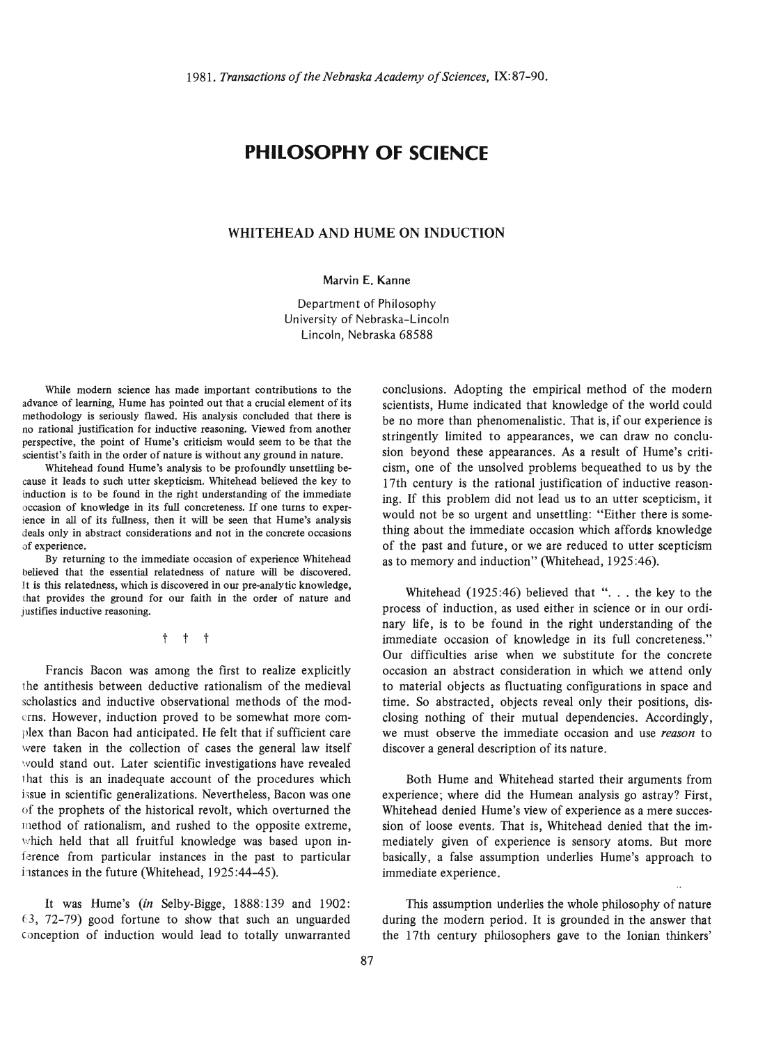# PHILOSOPHY OF SCIENCE

## WHITEHEAD AND HUME ON INDUCTION

Marvin E. Kanne

Department of Philosophy
University of Nebraska-Lincoln
Lincoln, Nebraska 68588

While modern science has made important contributions to the advance of learning, Hume has pointed out that a crucial element of its methodology is seriously flawed. His analysis concluded that there is no rational justification for inductive reasoning. Viewed from another perspective, the point of Hume's criticism would seem to be that the scientist's faith in the order of nature is without any ground in nature.

Whitehead found Hume's analysis to be profoundly unsettling because it leads to such utter skepticism. Whitehead believed the key to induction is to be found in the right understanding of the immediate occasion of knowledge in its full concreteness. If one turns to experience in all of its fullness, then it will be seen that Hume's analysis deals only in abstract considerations and not in the concrete occasions of experience.

By returning to the immediate occasion of experience Whitehead believed that the essential relatedness of nature will be discovered. It is this relatedness, which is discovered in our pre-analytic knowledge, that provides the ground for our faith in the order of nature and justifies inductive reasoning.

† † †

Francis Bacon was among the first to realize explicitly the antithesis between deductive rationalism of the medieval scholastics and inductive observational methods of the moderns. However, induction proved to be somewhat more complex than Bacon had anticipated. He felt that if sufficient care were taken in the collection of cases the general law itself would stand out. Later scientific investigations have revealed that this is an inadequate account of the procedures which issue in scientific generalizations. Nevertheless, Bacon was one of the prophets of the historical revolt, which overturned the method of rationalism, and rushed to the opposite extreme, which held that all fruitful knowledge was based upon inference from particular instances in the past to particular instances in the future (Whitehead, 1925:44-45).

It was Hume's (*in* Selby-Bigge, 1888:139 and 1902: 63, 72-79) good fortune to show that such an unguarded conception of induction would lead to totally unwarranted conclusions. Adopting the empirical method of the modern scientists, Hume indicated that knowledge of the world could be no more than phenomenalistic. That is, if our experience is stringently limited to appearances, we can draw no conclusion beyond these appearances. As a result of Hume's criticism, one of the unsolved problems bequeathed to us by the 17th century is the rational justification of inductive reasoning. If this problem did not lead us to an utter scepticism, it would not be so urgent and unsettling: "Either there is something about the immediate occasion which affords knowledge of the past and future, or we are reduced to utter scepticism as to memory and induction" (Whitehead, 1925:46).

Whitehead (1925:46) believed that ". . . the key to the process of induction, as used either in science or in our ordinary life, is to be found in the right understanding of the immediate occasion of knowledge in its full concreteness." Our difficulties arise when we substitute for the concrete occasion an abstract consideration in which we attend only to material objects as fluctuating configurations in space and time. So abstracted, objects reveal only their positions, disclosing nothing of their mutual dependencies. Accordingly, we must observe the immediate occasion and use *reason* to discover a general description of its nature.

Both Hume and Whitehead started their arguments from experience; where did the Humean analysis go astray? First, Whitehead denied Hume's view of experience as a mere succession of loose events. That is, Whitehead denied that the immediately given of experience is sensory atoms. But more basically, a false assumption underlies Hume's approach to immediate experience.

This assumption underlies the whole philosophy of nature during the modern period. It is grounded in the answer that the 17th century philosophers gave to the Ionian thinkers'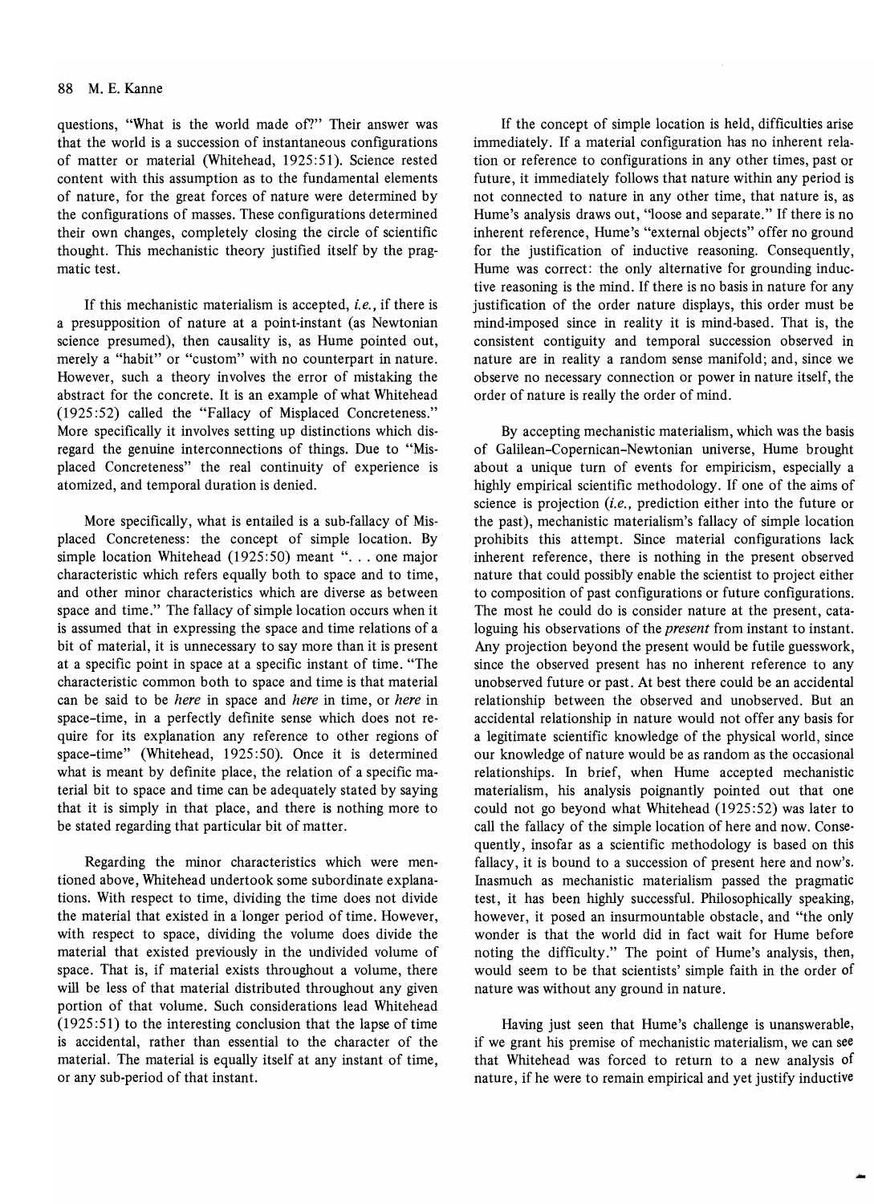questions, "What is the world made of?" Their answer was that the world is a succession of instantaneous configurations of matter or material (Whitehead, 1925:51). Science rested content with this assumption as to the fundamental elements of nature, for the great forces of nature were determined by the configurations of masses. These configurations determined their own changes, completely closing the circle of scientific thought. This mechanistic theory justified itself by the pragmatic test.

If this mechanistic materialism is accepted, *i.e.*, if there is a presupposition of nature at a point-instant (as Newtonian science presumed), then causality is, as Hume pointed out, merely a "habit" or "custom" with no counterpart in nature. However, such a theory involves the error of mistaking the abstract for the concrete. It is an example of what Whitehead (1925:52) called the "Fallacy of Misplaced Concreteness." More specifically it involves setting up distinctions which disregard the genuine interconnections of things. Due to "Misplaced Concreteness" the real continuity of experience is atomized, and temporal duration is denied.

More specifically, what is entailed is a sub-fallacy of Misplaced Concreteness: the concept of simple location. By simple location Whitehead (1925:50) meant ". . . one major characteristic which refers equally both to space and to time, and other minor characteristics which are diverse as between space and time." The fallacy of simple location occurs when it is assumed that in expressing the space and time relations of a bit of material, it is unnecessary to say more than it is present at a specific point in space at a specific instant of time. "The characteristic common both to space and time is that material can be said to be *here* in space and *here* in time, or *here* in space-time, in a perfectly definite sense which does not require for its explanation any reference to other regions of space-time" (Whitehead, 1925:50). Once it is determined what is meant by definite place, the relation of a specific material bit to space and time can be adequately stated by saying that it is simply in that place, and there is nothing more to be stated regarding that particular bit of matter.

Regarding the minor characteristics which were mentioned above, Whitehead undertook some subordinate explanations. With respect to time, dividing the time does not divide the material that existed in a longer period of time. However, with respect to space, dividing the volume does divide the material that existed previously in the undivided volume of space. That is, if material exists throughout a volume, there will be less of that material distributed throughout any given portion of that volume. Such considerations lead Whitehead (1925:51) to the interesting conclusion that the lapse of time is accidental, rather than essential to the character of the material. The material is equally itself at any instant of time, or any sub-period of that instant.

If the concept of simple location is held, difficulties arise immediately. If a material configuration has no inherent relation or reference to configurations in any other times, past or future, it immediately follows that nature within any period is not connected to nature in any other time, that nature is, as Hume's analysis draws out, "loose and separate." If there is no inherent reference, Hume's "external objects" offer no ground for the justification of inductive reasoning. Consequently, Hume was correct: the only alternative for grounding inductive reasoning is the mind. If there is no basis in nature for any justification of the order nature displays, this order must be mind-imposed since in reality it is mind-based. That is, the consistent contiguity and temporal succession observed in nature are in reality a random sense manifold; and, since we observe no necessary connection or power in nature itself, the order of nature is really the order of mind.

By accepting mechanistic materialism, which was the basis of Galilean-Copernican-Newtonian universe, Hume brought about a unique turn of events for empiricism, especially a highly empirical scientific methodology. If one of the aims of science is projection (*i.e.*, prediction either into the future or the past), mechanistic materialism's fallacy of simple location prohibits this attempt. Since material configurations lack inherent reference, there is nothing in the present observed nature that could possibly enable the scientist to project either to composition of past configurations or future configurations. The most he could do is consider nature at the present, cataloguing his observations of the *present* from instant to instant. Any projection beyond the present would be futile guesswork, since the observed present has no inherent reference to any unobserved future or past. At best there could be an accidental relationship between the observed and unobserved. But an accidental relationship in nature would not offer any basis for a legitimate scientific knowledge of the physical world, since our knowledge of nature would be as random as the occasional relationships. In brief, when Hume accepted mechanistic materialism, his analysis poignantly pointed out that one could not go beyond what Whitehead (1925:52) was later to call the fallacy of the simple location of here and now. Consequently, insofar as a scientific methodology is based on this fallacy, it is bound to a succession of present here and now's. Inasmuch as mechanistic materialism passed the pragmatic test, it has been highly successful. Philosophically speaking, however, it posed an insurmountable obstacle, and "the only wonder is that the world did in fact wait for Hume before noting the difficulty." The point of Hume's analysis, then, would seem to be that scientists' simple faith in the order of nature was without any ground in nature.

Having just seen that Hume's challenge is unanswerable, if we grant his premise of mechanistic materialism, we can see that Whitehead was forced to return to a new analysis of nature, if he were to remain empirical and yet justify inductive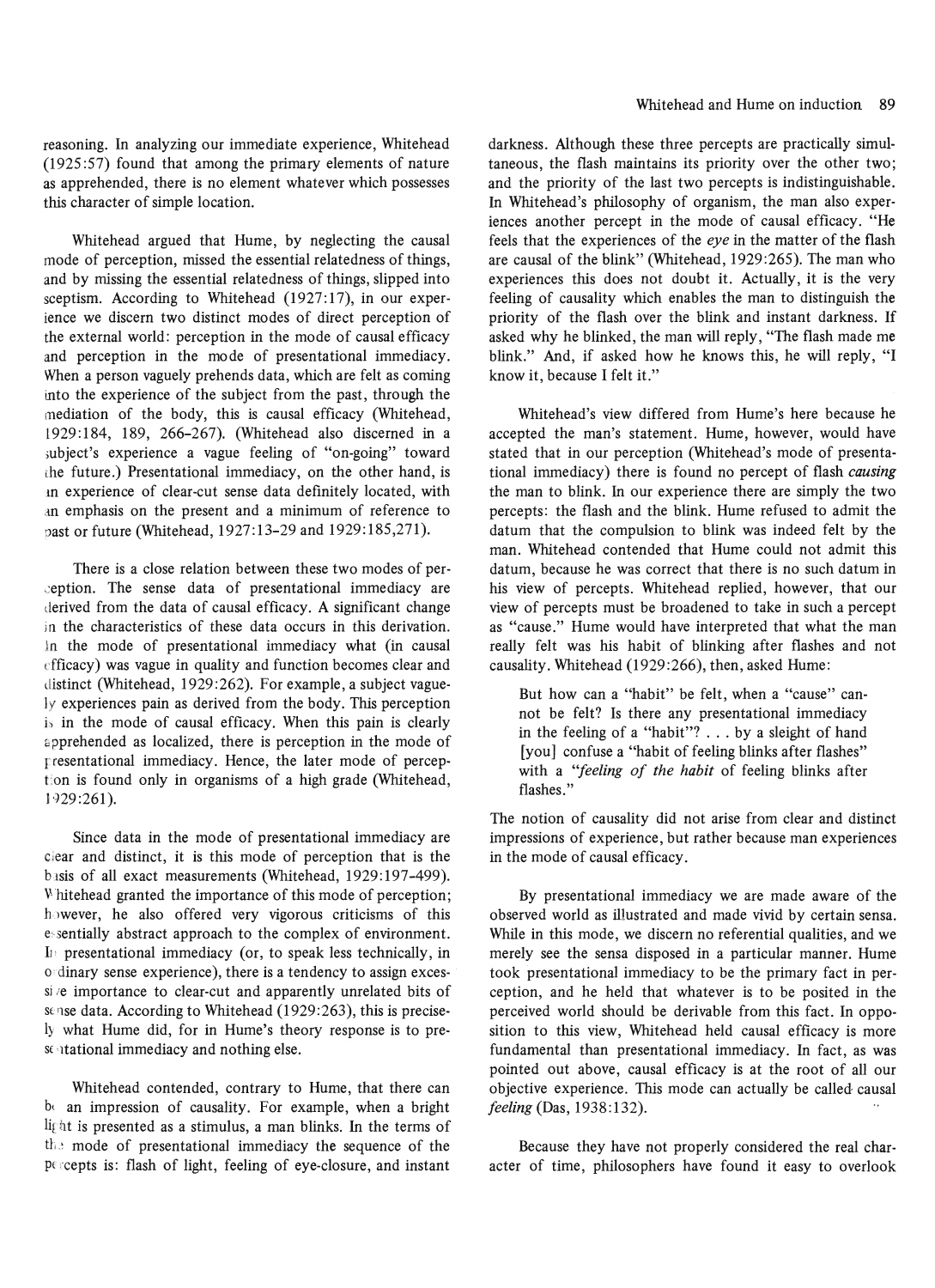reasoning. In analyzing our immediate experience, Whitehead (1925:57) found that among the primary elements of nature as apprehended, there is no element whatever which possesses this character of simple location.

Whitehead argued that Hume, by neglecting the causal mode of perception, missed the essential relatedness of things, and by missing the essential relatedness of things, slipped into sceptism. According to Whitehead (1927:17), in our experience we discern two distinct modes of direct perception of the external world: perception in the mode of causal efficacy and perception in the mode of presentational immediacy. When a person vaguely prehends data, which are felt as coming into the experience of the subject from the past, through the mediation of the body, this is causal efficacy (Whitehead, 1929:184, 189, 266–267). (Whitehead also discerned in a subject's experience a vague feeling of "on-going" toward the future.) Presentational immediacy, on the other hand, is an experience of clear-cut sense data definitely located, with an emphasis on the present and a minimum of reference to past or future (Whitehead, 1927:13–29 and 1929:185,271).

There is a close relation between these two modes of perception. The sense data of presentational immediacy are derived from the data of causal efficacy. A significant change in the characteristics of these data occurs in this derivation. In the mode of presentational immediacy what (in causal efficacy) was vague in quality and function becomes clear and distinct (Whitehead, 1929:262). For example, a subject vaguely experiences pain as derived from the body. This perception is in the mode of causal efficacy. When this pain is clearly apprehended as localized, there is perception in the mode of presentational immediacy. Hence, the later mode of perception is found only in organisms of a high grade (Whitehead, 1929:261).

Since data in the mode of presentational immediacy are clear and distinct, it is this mode of perception that is the basis of all exact measurements (Whitehead, 1929:197–499). Whitehead granted the importance of this mode of perception; however, he also offered very vigorous criticisms of this essentially abstract approach to the complex of environment. In presentational immediacy (or, to speak less technically, in ordinary sense experience), there is a tendency to assign excessive importance to clear-cut and apparently unrelated bits of sense data. According to Whitehead (1929:263), this is precisely what Hume did, for in Hume's theory response is to presentational immediacy and nothing else.

Whitehead contended, contrary to Hume, that there can be an impression of causality. For example, when a bright light is presented as a stimulus, a man blinks. In the terms of the mode of presentational immediacy the sequence of the percepts is: flash of light, feeling of eye-closure, and instant darkness. Although these three percepts are practically simultaneous, the flash maintains its priority over the other two; and the priority of the last two percepts is indistinguishable. In Whitehead's philosophy of organism, the man also experiences another percept in the mode of causal efficacy. "He feels that the experiences of the *eye* in the matter of the flash are causal of the blink" (Whitehead, 1929:265). The man who experiences this does not doubt it. Actually, it is the very feeling of causality which enables the man to distinguish the priority of the flash over the blink and instant darkness. If asked why he blinked, the man will reply, "The flash made me blink." And, if asked how he knows this, he will reply, "I know it, because I felt it."

Whitehead's view differed from Hume's here because he accepted the man's statement. Hume, however, would have stated that in our perception (Whitehead's mode of presentational immediacy) there is found no percept of flash *causing* the man to blink. In our experience there are simply the two percepts: the flash and the blink. Hume refused to admit the datum that the compulsion to blink was indeed felt by the man. Whitehead contended that Hume could not admit this datum, because he was correct that there is no such datum in his view of percepts. Whitehead replied, however, that our view of percepts must be broadened to take in such a percept as "cause." Hume would have interpreted that what the man really felt was his habit of blinking after flashes and not causality. Whitehead (1929:266), then, asked Hume:

> But how can a "habit" be felt, when a "cause" cannot be felt? Is there any presentational immediacy in the feeling of a "habit"? . . . by a sleight of hand [you] confuse a "habit of feeling blinks after flashes" with a "*feeling of the habit* of feeling blinks after flashes."

The notion of causality did not arise from clear and distinct impressions of experience, but rather because man experiences in the mode of causal efficacy.

By presentational immediacy we are made aware of the observed world as illustrated and made vivid by certain sensa. While in this mode, we discern no referential qualities, and we merely see the sensa disposed in a particular manner. Hume took presentational immediacy to be the primary fact in perception, and he held that whatever is to be posited in the perceived world should be derivable from this fact. In opposition to this view, Whitehead held causal efficacy is more fundamental than presentational immediacy. In fact, as was pointed out above, causal efficacy is at the root of all our objective experience. This mode can actually be called causal *feeling* (Das, 1938:132).

Because they have not properly considered the real character of time, philosophers have found it easy to overlook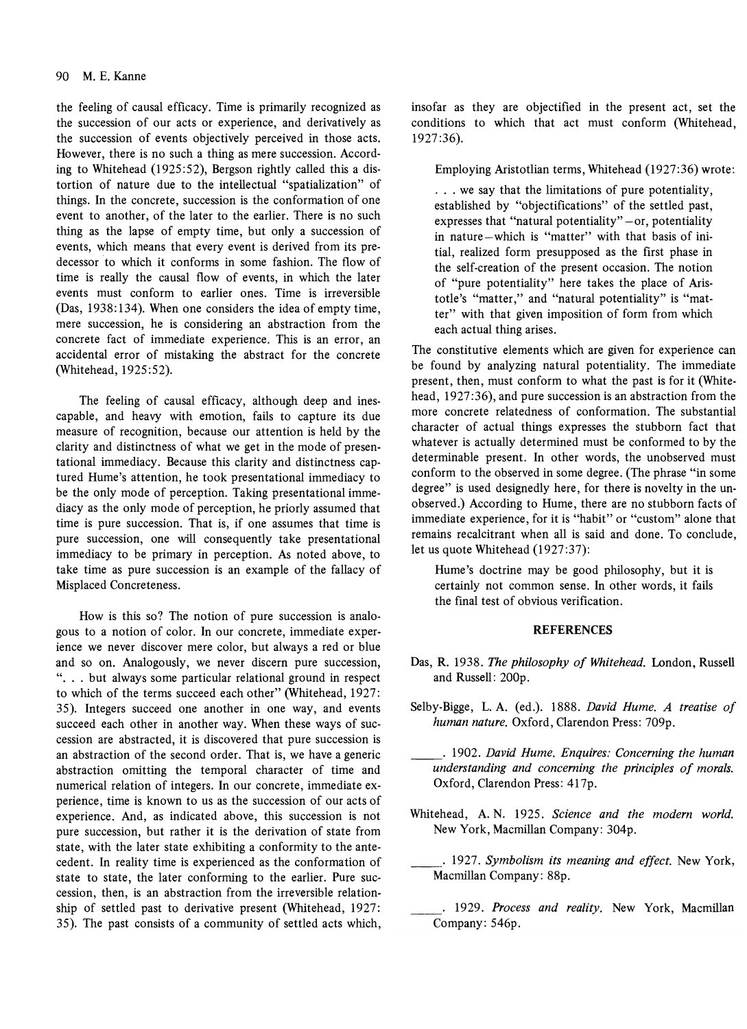the feeling of causal efficacy. Time is primarily recognized as the succession of our acts or experience, and derivatively as the succession of events objectively perceived in those acts. However, there is no such a thing as mere succession. According to Whitehead (1925:52), Bergson rightly called this a distortion of nature due to the intellectual "spatialization" of things. In the concrete, succession is the conformation of one event to another, of the later to the earlier. There is no such thing as the lapse of empty time, but only a succession of events, which means that every event is derived from its predecessor to which it conforms in some fashion. The flow of time is really the causal flow of events, in which the later events must conform to earlier ones. Time is irreversible (Das, 1938:134). When one considers the idea of empty time, mere succession, he is considering an abstraction from the concrete fact of immediate experience. This is an error, an accidental error of mistaking the abstract for the concrete (Whitehead, 1925:52).

The feeling of causal efficacy, although deep and inescapable, and heavy with emotion, fails to capture its due measure of recognition, because our attention is held by the clarity and distinctness of what we get in the mode of presentational immediacy. Because this clarity and distinctness captured Hume's attention, he took presentational immediacy to be the only mode of perception. Taking presentational immediacy as the only mode of perception, he priorly assumed that time is pure succession. That is, if one assumes that time is pure succession, one will consequently take presentational immediacy to be primary in perception. As noted above, to take time as pure succession is an example of the fallacy of Misplaced Concreteness.

How is this so? The notion of pure succession is analogous to a notion of color. In our concrete, immediate experience we never discover mere color, but always a red or blue and so on. Analogously, we never discern pure succession, ". . . but always some particular relational ground in respect to which of the terms succeed each other" (Whitehead, 1927:35). Integers succeed one another in one way, and events succeed each other in another way. When these ways of succession are abstracted, it is discovered that pure succession is an abstraction of the second order. That is, we have a generic abstraction omitting the temporal character of time and numerical relation of integers. In our concrete, immediate experience, time is known to us as the succession of our acts of experience. And, as indicated above, this succession is not pure succession, but rather it is the derivation of state from state, with the later state exhibiting a conformity to the antecedent. In reality time is experienced as the conformation of state to state, the later conforming to the earlier. Pure succession, then, is an abstraction from the irreversible relationship of settled past to derivative present (Whitehead, 1927:35). The past consists of a community of settled acts which, insofar as they are objectified in the present act, set the conditions to which that act must conform (Whitehead, 1927:36).

Employing Aristotlian terms, Whitehead (1927:36) wrote:

> . . . we say that the limitations of pure potentiality, established by "objectifications" of the settled past, expresses that "natural potentiality"—or, potentiality in nature—which is "matter" with that basis of initial, realized form presupposed as the first phase in the self-creation of the present occasion. The notion of "pure potentiality" here takes the place of Aristotle's "matter," and "natural potentiality" is "matter" with that given imposition of form from which each actual thing arises.

The constitutive elements which are given for experience can be found by analyzing natural potentiality. The immediate present, then, must conform to what the past is for it (Whitehead, 1927:36), and pure succession is an abstraction from the more concrete relatedness of conformation. The substantial character of actual things expresses the stubborn fact that whatever is actually determined must be conformed to by the determinable present. In other words, the unobserved must conform to the observed in some degree. (The phrase "in some degree" is used designedly here, for there is novelty in the unobserved.) According to Hume, there are no stubborn facts of immediate experience, for it is "habit" or "custom" alone that remains recalcitrant when all is said and done. To conclude, let us quote Whitehead (1927:37):

> Hume's doctrine may be good philosophy, but it is certainly not common sense. In other words, it fails the final test of obvious verification.

## REFERENCES

Das, R. 1938. *The philosophy of Whitehead.* London, Russell and Russell: 200p.

Selby-Bigge, L. A. (ed.). 1888. *David Hume. A treatise of human nature.* Oxford, Clarendon Press: 709p.

_____. 1902. *David Hume. Enquires: Concerning the human understanding and concerning the principles of morals.* Oxford, Clarendon Press: 417p.

Whitehead, A. N. 1925. *Science and the modern world.* New York, Macmillan Company: 304p.

_____. 1927. *Symbolism its meaning and effect.* New York, Macmillan Company: 88p.

_____. 1929. *Process and reality.* New York, Macmillan Company: 546p.